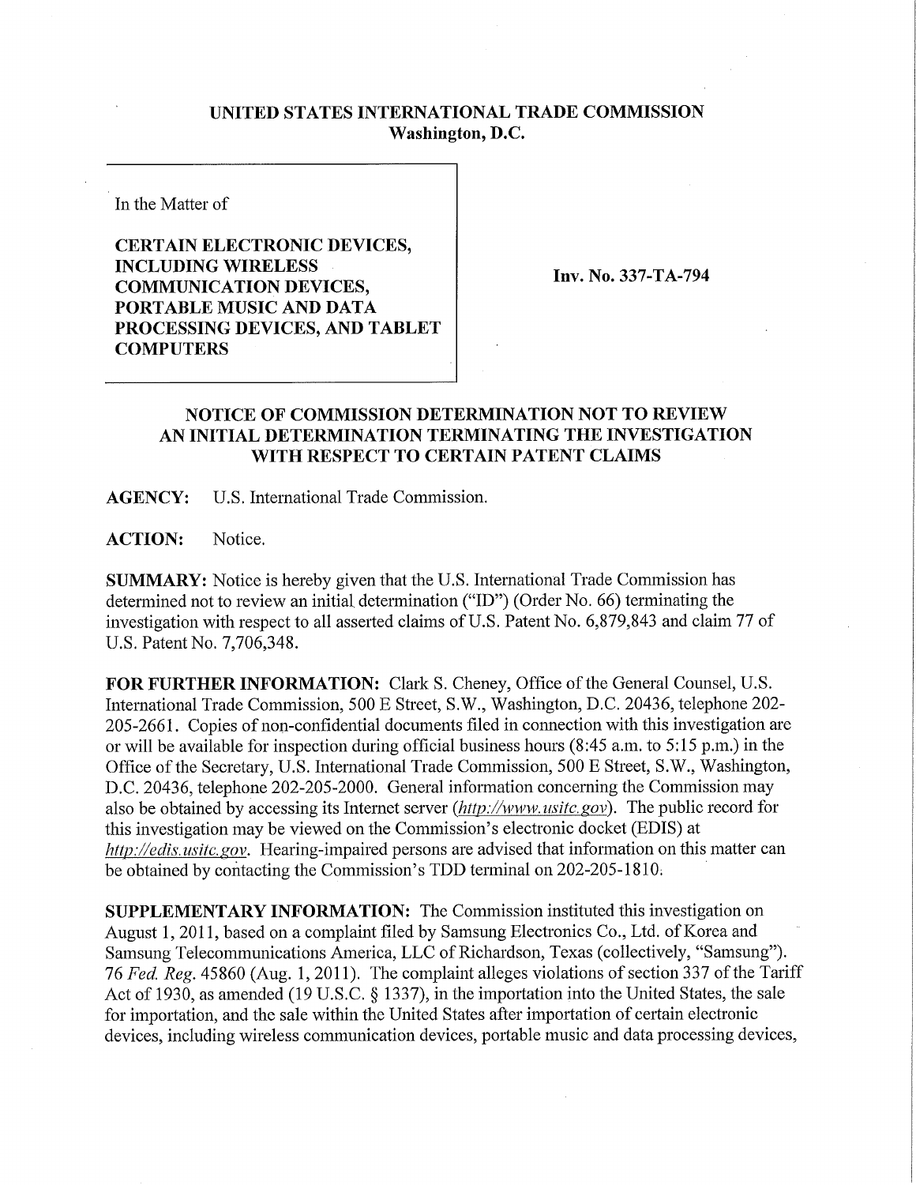**UNITED STATES INTERNATIONAL TRADE COMMISSION**
**Washington, D.C.**

In the Matter of

**CERTAIN ELECTRONIC DEVICES, INCLUDING WIRELESS COMMUNICATION DEVICES, PORTABLE MUSIC AND DATA PROCESSING DEVICES, AND TABLET COMPUTERS**

**Inv. No. 337-TA-794**

## NOTICE OF COMMISSION DETERMINATION NOT TO REVIEW AN INITIAL DETERMINATION TERMINATING THE INVESTIGATION WITH RESPECT TO CERTAIN PATENT CLAIMS

**AGENCY:** U.S. International Trade Commission.

**ACTION:** Notice.

**SUMMARY:** Notice is hereby given that the U.S. International Trade Commission has determined not to review an initial determination ("ID") (Order No. 66) terminating the investigation with respect to all asserted claims of U.S. Patent No. 6,879,843 and claim 77 of U.S. Patent No. 7,706,348.

**FOR FURTHER INFORMATION:** Clark S. Cheney, Office of the General Counsel, U.S. International Trade Commission, 500 E Street, S.W., Washington, D.C. 20436, telephone 202-205-2661. Copies of non-confidential documents filed in connection with this investigation are or will be available for inspection during official business hours (8:45 a.m. to 5:15 p.m.) in the Office of the Secretary, U.S. International Trade Commission, 500 E Street, S.W., Washington, D.C. 20436, telephone 202-205-2000. General information concerning the Commission may also be obtained by accessing its Internet server (*http://www.usitc.gov*). The public record for this investigation may be viewed on the Commission's electronic docket (EDIS) at *http://edis.usitc.gov*. Hearing-impaired persons are advised that information on this matter can be obtained by contacting the Commission's TDD terminal on 202-205-1810.

**SUPPLEMENTARY INFORMATION:** The Commission instituted this investigation on August 1, 2011, based on a complaint filed by Samsung Electronics Co., Ltd. of Korea and Samsung Telecommunications America, LLC of Richardson, Texas (collectively, "Samsung"). 76 *Fed. Reg.* 45860 (Aug. 1, 2011). The complaint alleges violations of section 337 of the Tariff Act of 1930, as amended (19 U.S.C. § 1337), in the importation into the United States, the sale for importation, and the sale within the United States after importation of certain electronic devices, including wireless communication devices, portable music and data processing devices,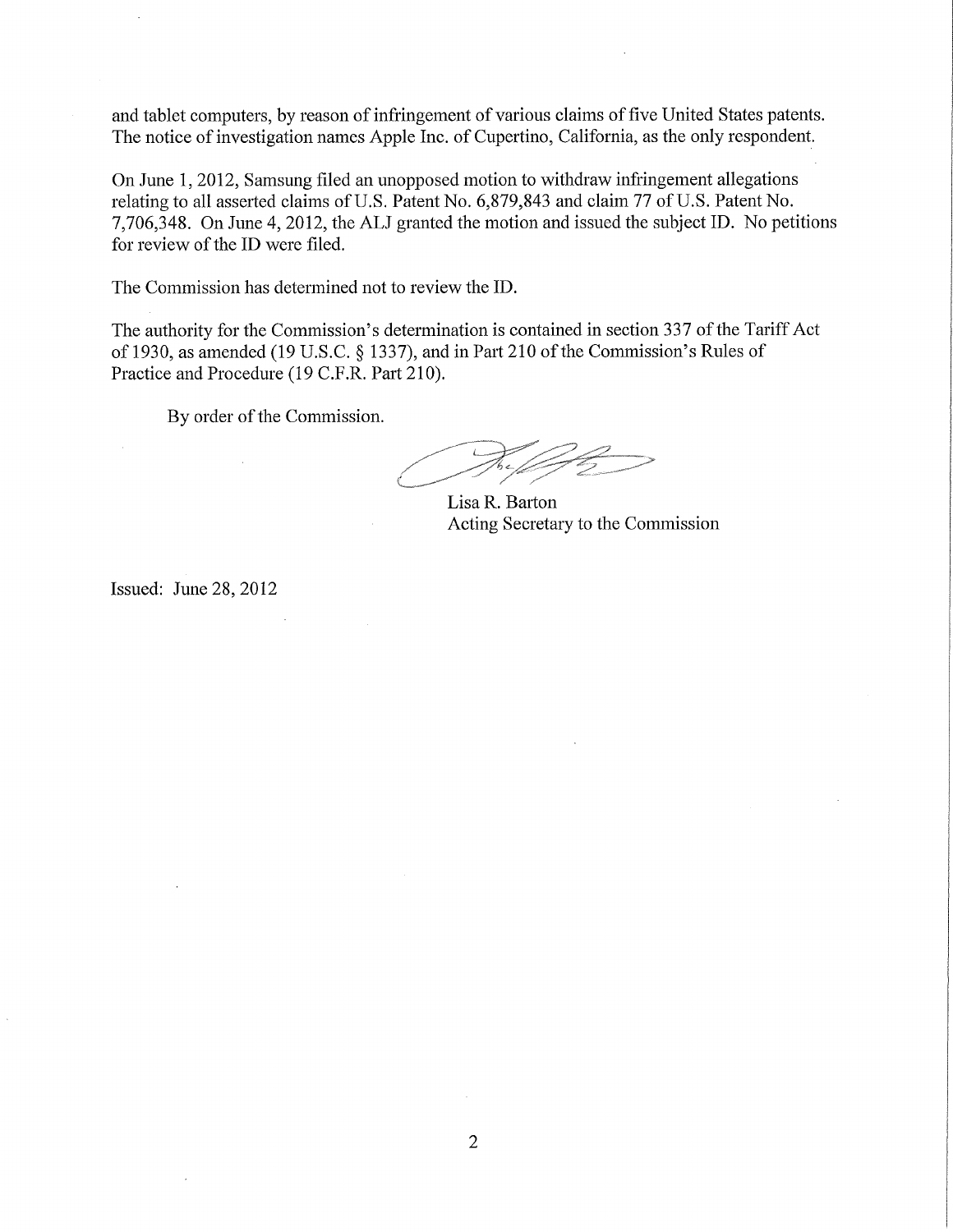and tablet computers, by reason of infringement of various claims of five United States patents. The notice of investigation names Apple Inc. of Cupertino, California, as the only respondent.

On June 1, 2012, Samsung filed an unopposed motion to withdraw infringement allegations relating to all asserted claims of U.S. Patent No. 6,879,843 and claim 77 of U.S. Patent No. 7,706,348. On June 4, 2012, the ALJ granted the motion and issued the subject ID. No petitions for review of the ID were filed.

The Commission has determined not to review the ID.

The authority for the Commission's determination is contained in section 337 of the Tariff Act of 1930, as amended (19 U.S.C. § 1337), and in Part 210 of the Commission's Rules of Practice and Procedure (19 C.F.R. Part 210).

By order of the Commission.

Lisa R. Barton
Acting Secretary to the Commission

Issued: June 28, 2012